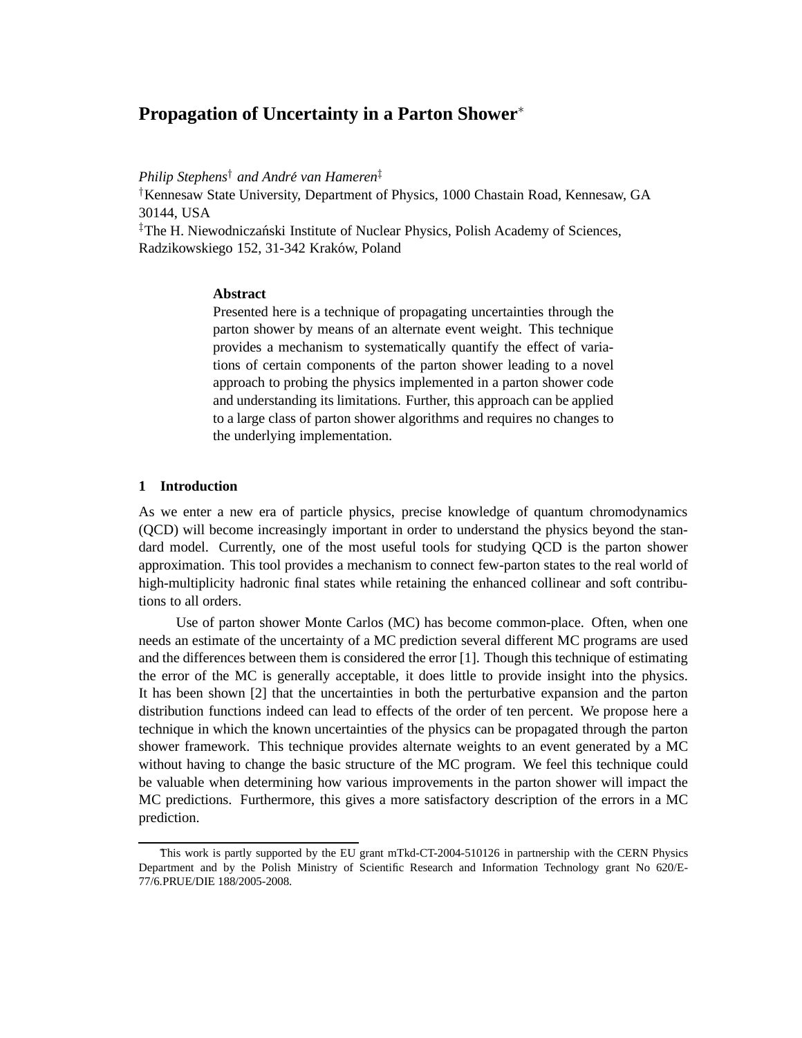# Propagation of Uncertainty in a Parton Shower*

*Philip Stephens*[†] *and André van Hameren*[‡]

[†]Kennesaw State University, Department of Physics, 1000 Chastain Road, Kennesaw, GA 30144, USA

[‡]The H. Niewodniczański Institute of Nuclear Physics, Polish Academy of Sciences, Radzikowskiego 152, 31-342 Kraków, Poland

**Abstract**

Presented here is a technique of propagating uncertainties through the parton shower by means of an alternate event weight. This technique provides a mechanism to systematically quantify the effect of variations of certain components of the parton shower leading to a novel approach to probing the physics implemented in a parton shower code and understanding its limitations. Further, this approach can be applied to a large class of parton shower algorithms and requires no changes to the underlying implementation.

## 1 Introduction

As we enter a new era of particle physics, precise knowledge of quantum chromodynamics (QCD) will become increasingly important in order to understand the physics beyond the standard model. Currently, one of the most useful tools for studying QCD is the parton shower approximation. This tool provides a mechanism to connect few-parton states to the real world of high-multiplicity hadronic final states while retaining the enhanced collinear and soft contributions to all orders.

Use of parton shower Monte Carlos (MC) has become common-place. Often, when one needs an estimate of the uncertainty of a MC prediction several different MC programs are used and the differences between them is considered the error [1]. Though this technique of estimating the error of the MC is generally acceptable, it does little to provide insight into the physics. It has been shown [2] that the uncertainties in both the perturbative expansion and the parton distribution functions indeed can lead to effects of the order of ten percent. We propose here a technique in which the known uncertainties of the physics can be propagated through the parton shower framework. This technique provides alternate weights to an event generated by a MC without having to change the basic structure of the MC program. We feel this technique could be valuable when determining how various improvements in the parton shower will impact the MC predictions. Furthermore, this gives a more satisfactory description of the errors in a MC prediction.

*This work is partly supported by the EU grant mTkd-CT-2004-510126 in partnership with the CERN Physics Department and by the Polish Ministry of Scientific Research and Information Technology grant No 620/E-77/6.PRUE/DIE 188/2005-2008.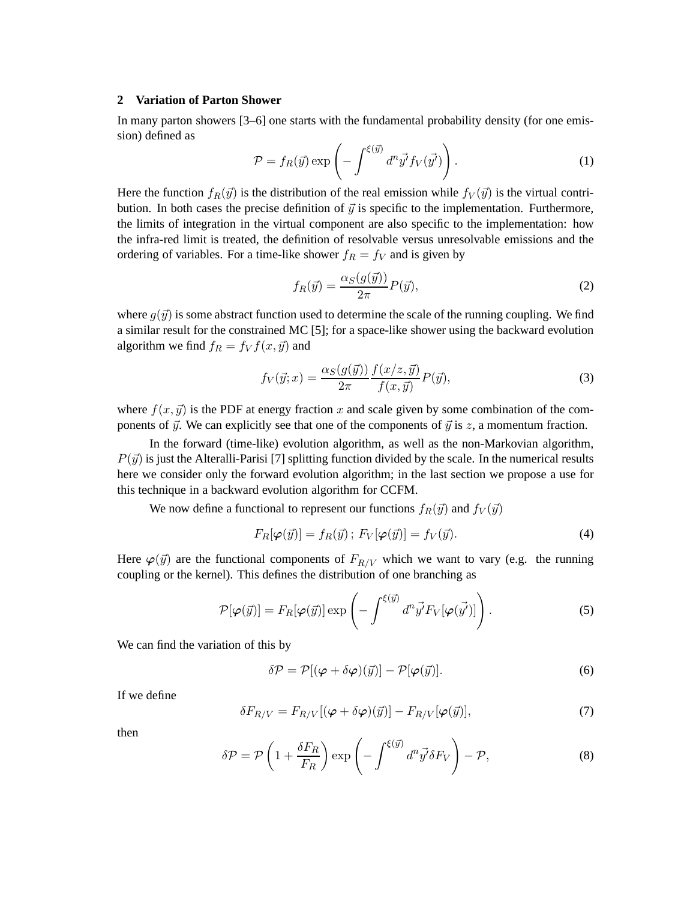## 2 Variation of Parton Shower

In many parton showers [3–6] one starts with the fundamental probability density (for one emission) defined as

$$\mathcal{P} = f_R(\vec{y}) \exp\left( -\int^{\xi(\vec{y})} d^n\vec{y'} f_V(\vec{y'}) \right). \tag{1}$$

Here the function $f_R(\vec{y})$ is the distribution of the real emission while $f_V(\vec{y})$ is the virtual contribution. In both cases the precise definition of $\vec{y}$ is specific to the implementation. Furthermore, the limits of integration in the virtual component are also specific to the implementation: how the infra-red limit is treated, the definition of resolvable versus unresolvable emissions and the ordering of variables. For a time-like shower $f_R = f_V$ and is given by

$$f_R(\vec{y}) = \frac{\alpha_S(g(\vec{y}))}{2\pi} P(\vec{y}), \tag{2}$$

where $g(\vec{y})$ is some abstract function used to determine the scale of the running coupling. We find a similar result for the constrained MC [5]; for a space-like shower using the backward evolution algorithm we find $f_R = f_V f(x, \vec{y})$ and

$$f_V(\vec{y}; x) = \frac{\alpha_S(g(\vec{y}))}{2\pi} \frac{f(x/z, \vec{y})}{f(x, \vec{y})} P(\vec{y}), \tag{3}$$

where $f(x, \vec{y})$ is the PDF at energy fraction $x$ and scale given by some combination of the components of $\vec{y}$. We can explicitly see that one of the components of $\vec{y}$ is $z$, a momentum fraction.

In the forward (time-like) evolution algorithm, as well as the non-Markovian algorithm, $P(\vec{y})$ is just the Alteralli-Parisi [7] splitting function divided by the scale. In the numerical results here we consider only the forward evolution algorithm; in the last section we propose a use for this technique in a backward evolution algorithm for CCFM.

We now define a functional to represent our functions $f_R(\vec{y})$ and $f_V(\vec{y})$

$$F_R[\boldsymbol{\varphi}(\vec{y})] = f_R(\vec{y})\, ;\; F_V[\boldsymbol{\varphi}(\vec{y})] = f_V(\vec{y}). \tag{4}$$

Here $\boldsymbol{\varphi}(\vec{y})$ are the functional components of $F_{R/V}$ which we want to vary (e.g. the running coupling or the kernel). This defines the distribution of one branching as

$$\mathcal{P}[\boldsymbol{\varphi}(\vec{y})] = F_R[\boldsymbol{\varphi}(\vec{y})] \exp\left( -\int^{\xi(\vec{y})} d^n\vec{y'} F_V[\boldsymbol{\varphi}(\vec{y'})] \right). \tag{5}$$

We can find the variation of this by

$$\delta\mathcal{P} = \mathcal{P}[(\boldsymbol{\varphi} + \delta\boldsymbol{\varphi})(\vec{y})] - \mathcal{P}[\boldsymbol{\varphi}(\vec{y})]. \tag{6}$$

If we define

$$\delta F_{R/V} = F_{R/V}[(\boldsymbol{\varphi} + \delta\boldsymbol{\varphi})(\vec{y})] - F_{R/V}[\boldsymbol{\varphi}(\vec{y})], \tag{7}$$

then

$$\delta\mathcal{P} = \mathcal{P}\left(1 + \frac{\delta F_R}{F_R}\right) \exp\left( -\int^{\xi(\vec{y})} d^n\vec{y'} \delta F_V \right) - \mathcal{P}, \tag{8}$$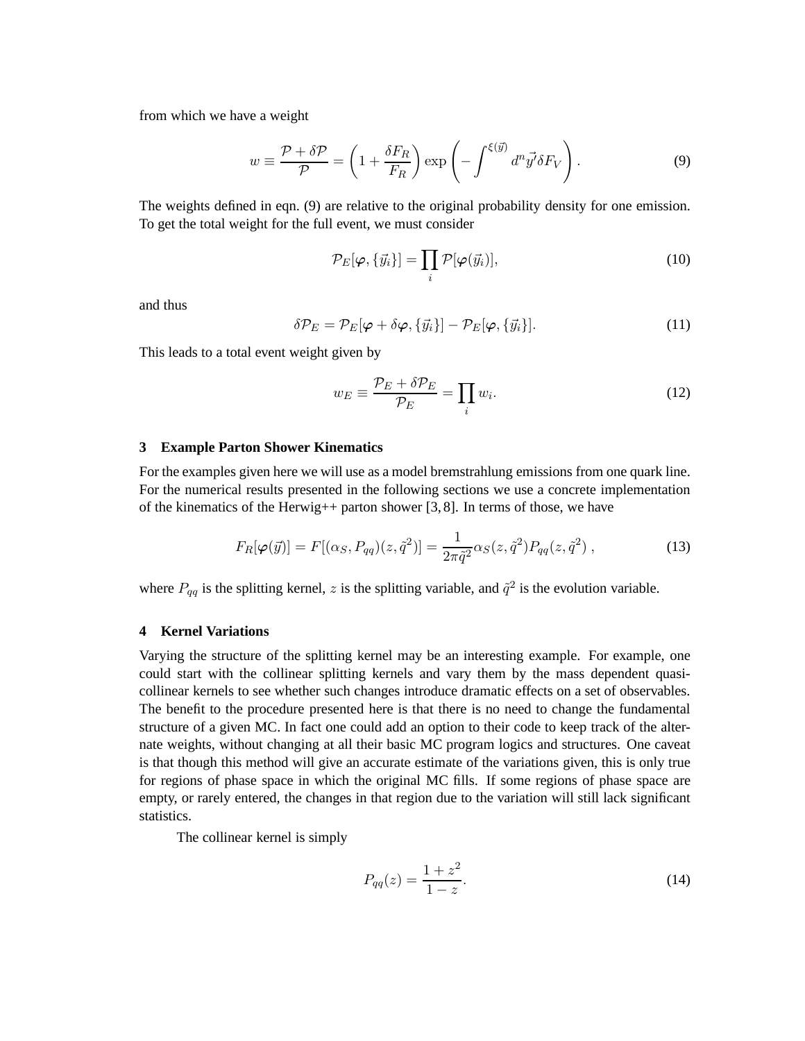from which we have a weight

$$w \equiv \frac{\mathcal{P} + \delta\mathcal{P}}{\mathcal{P}} = \left(1 + \frac{\delta F_R}{F_R}\right) \exp\left(-\int^{\xi(\vec{y})} d^n\vec{y'} \delta F_V\right). \tag{9}$$

The weights defined in eqn. (9) are relative to the original probability density for one emission. To get the total weight for the full event, we must consider

$$\mathcal{P}_E[\boldsymbol{\varphi}, \{\vec{y}_i\}] = \prod_i \mathcal{P}[\boldsymbol{\varphi}(\vec{y}_i)], \tag{10}$$

and thus

$$\delta\mathcal{P}_E = \mathcal{P}_E[\boldsymbol{\varphi} + \delta\boldsymbol{\varphi}, \{\vec{y}_i\}] - \mathcal{P}_E[\boldsymbol{\varphi}, \{\vec{y}_i\}]. \tag{11}$$

This leads to a total event weight given by

$$w_E \equiv \frac{\mathcal{P}_E + \delta\mathcal{P}_E}{\mathcal{P}_E} = \prod_i w_i. \tag{12}$$

## 3 Example Parton Shower Kinematics

For the examples given here we will use as a model bremstrahlung emissions from one quark line. For the numerical results presented in the following sections we use a concrete implementation of the kinematics of the Herwig++ parton shower [3, 8]. In terms of those, we have

$$F_R[\boldsymbol{\varphi}(\vec{y})] = F[(\alpha_S, P_{qq})(z, \tilde{q}^2)] = \frac{1}{2\pi\tilde{q}^2}\alpha_S(z, \tilde{q}^2)P_{qq}(z, \tilde{q}^2), \tag{13}$$

where $P_{qq}$ is the splitting kernel, $z$ is the splitting variable, and $\tilde{q}^2$ is the evolution variable.

## 4 Kernel Variations

Varying the structure of the splitting kernel may be an interesting example. For example, one could start with the collinear splitting kernels and vary them by the mass dependent quasi-collinear kernels to see whether such changes introduce dramatic effects on a set of observables. The benefit to the procedure presented here is that there is no need to change the fundamental structure of a given MC. In fact one could add an option to their code to keep track of the alternate weights, without changing at all their basic MC program logics and structures. One caveat is that though this method will give an accurate estimate of the variations given, this is only true for regions of phase space in which the original MC fills. If some regions of phase space are empty, or rarely entered, the changes in that region due to the variation will still lack significant statistics.

The collinear kernel is simply

$$P_{qq}(z) = \frac{1 + z^2}{1 - z}. \tag{14}$$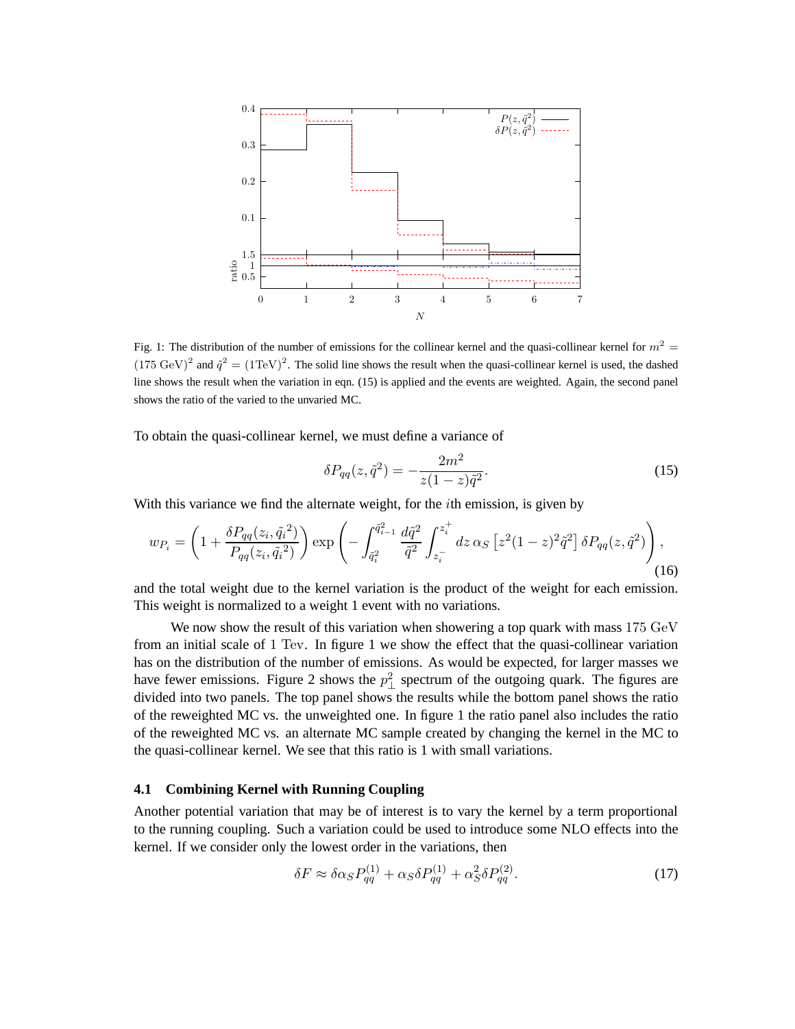Fig. 1: The distribution of the number of emissions for the collinear kernel and the quasi-collinear kernel for $m^2 = (175\ \mathrm{GeV})^2$ and $\tilde{q}^2 = (1\mathrm{TeV})^2$. The solid line shows the result when the quasi-collinear kernel is used, the dashed line shows the result when the variation in eqn. (15) is applied and the events are weighted. Again, the second panel shows the ratio of the varied to the unvaried MC.

To obtain the quasi-collinear kernel, we must define a variance of

$$\delta P_{qq}(z, \tilde{q}^2) = -\frac{2m^2}{z(1-z)\tilde{q}^2}. \tag{15}$$

With this variance we find the alternate weight, for the $i$th emission, is given by

$$w_{P_i} = \left(1 + \frac{\delta P_{qq}(z_i, \tilde{q}_i{}^2)}{P_{qq}(z_i, \tilde{q}_i{}^2)}\right) \exp\left(-\int_{\tilde{q}_i^2}^{\tilde{q}_{i-1}^2} \frac{d\tilde{q}^2}{\tilde{q}^2} \int_{z_i^-}^{z_i^+} dz\, \alpha_S \left[z^2(1-z)^2\tilde{q}^2\right] \delta P_{qq}(z, \tilde{q}^2)\right), \tag{16}$$

and the total weight due to the kernel variation is the product of the weight for each emission. This weight is normalized to a weight 1 event with no variations.

We now show the result of this variation when showering a top quark with mass $175\ \mathrm{GeV}$ from an initial scale of $1\ \mathrm{Tev}$. In figure 1 we show the effect that the quasi-collinear variation has on the distribution of the number of emissions. As would be expected, for larger masses we have fewer emissions. Figure 2 shows the $p_\perp^2$ spectrum of the outgoing quark. The figures are divided into two panels. The top panel shows the results while the bottom panel shows the ratio of the reweighted MC vs. the unweighted one. In figure 1 the ratio panel also includes the ratio of the reweighted MC vs. an alternate MC sample created by changing the kernel in the MC to the quasi-collinear kernel. We see that this ratio is 1 with small variations.

### 4.1 Combining Kernel with Running Coupling

Another potential variation that may be of interest is to vary the kernel by a term proportional to the running coupling. Such a variation could be used to introduce some NLO effects into the kernel. If we consider only the lowest order in the variations, then

$$\delta F \approx \delta\alpha_S P_{qq}^{(1)} + \alpha_S \delta P_{qq}^{(1)} + \alpha_S^2 \delta P_{qq}^{(2)}. \tag{17}$$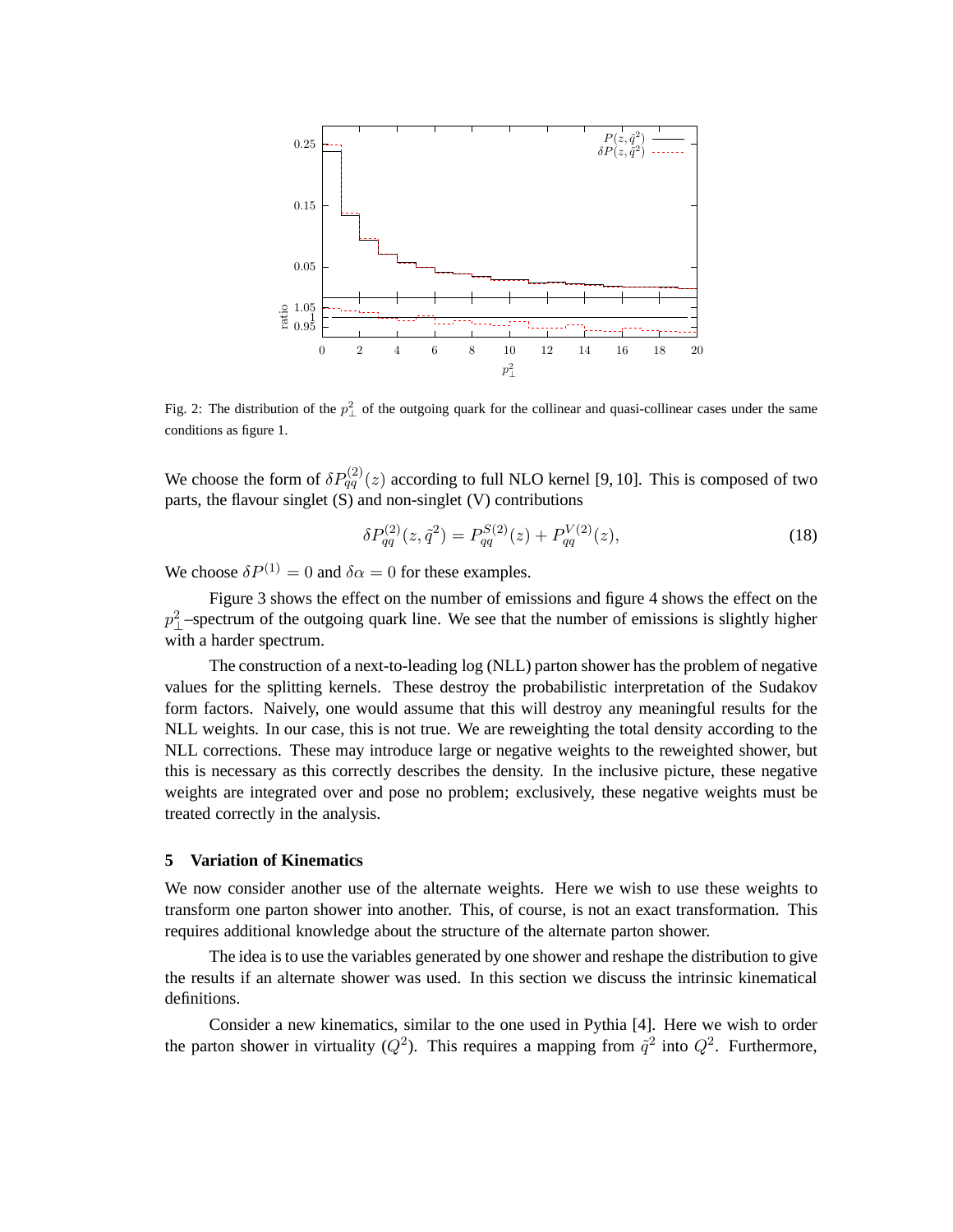Fig. 2: The distribution of the $p_\perp^2$ of the outgoing quark for the collinear and quasi-collinear cases under the same conditions as figure 1.

We choose the form of $\delta P_{qq}^{(2)}(z)$ according to full NLO kernel [9, 10]. This is composed of two parts, the flavour singlet (S) and non-singlet (V) contributions

$$\delta P_{qq}^{(2)}(z, \tilde{q}^2) = P_{qq}^{S(2)}(z) + P_{qq}^{V(2)}(z), \tag{18}$$

We choose $\delta P^{(1)} = 0$ and $\delta\alpha = 0$ for these examples.

Figure 3 shows the effect on the number of emissions and figure 4 shows the effect on the $p_\perp^2$–spectrum of the outgoing quark line. We see that the number of emissions is slightly higher with a harder spectrum.

The construction of a next-to-leading log (NLL) parton shower has the problem of negative values for the splitting kernels. These destroy the probabilistic interpretation of the Sudakov form factors. Naively, one would assume that this will destroy any meaningful results for the NLL weights. In our case, this is not true. We are reweighting the total density according to the NLL corrections. These may introduce large or negative weights to the reweighted shower, but this is necessary as this correctly describes the density. In the inclusive picture, these negative weights are integrated over and pose no problem; exclusively, these negative weights must be treated correctly in the analysis.

## 5 Variation of Kinematics

We now consider another use of the alternate weights. Here we wish to use these weights to transform one parton shower into another. This, of course, is not an exact transformation. This requires additional knowledge about the structure of the alternate parton shower.

The idea is to use the variables generated by one shower and reshape the distribution to give the results if an alternate shower was used. In this section we discuss the intrinsic kinematical definitions.

Consider a new kinematics, similar to the one used in Pythia [4]. Here we wish to order the parton shower in virtuality ($Q^2$). This requires a mapping from $\tilde{q}^2$ into $Q^2$. Furthermore,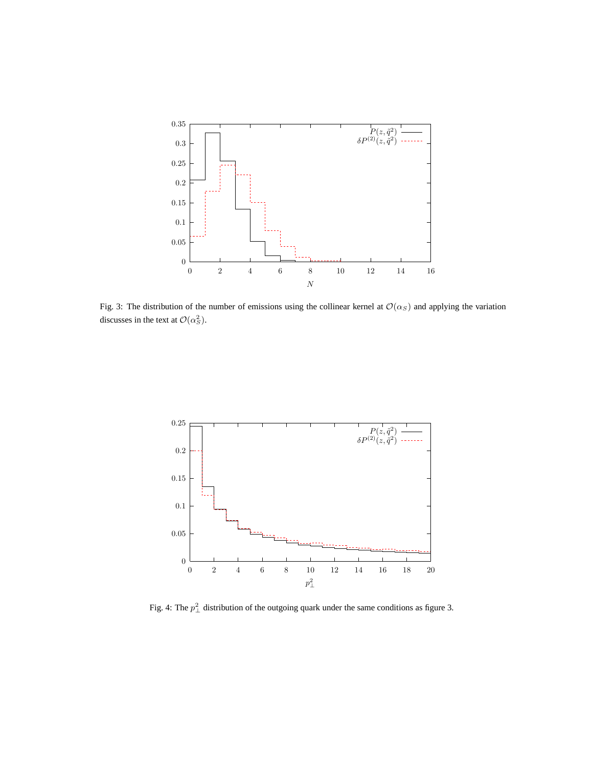Fig. 3: The distribution of the number of emissions using the collinear kernel at $\mathcal{O}(\alpha_S)$ and applying the variation discusses in the text at $\mathcal{O}(\alpha_S^2)$.

Fig. 4: The $p_\perp^2$ distribution of the outgoing quark under the same conditions as figure 3.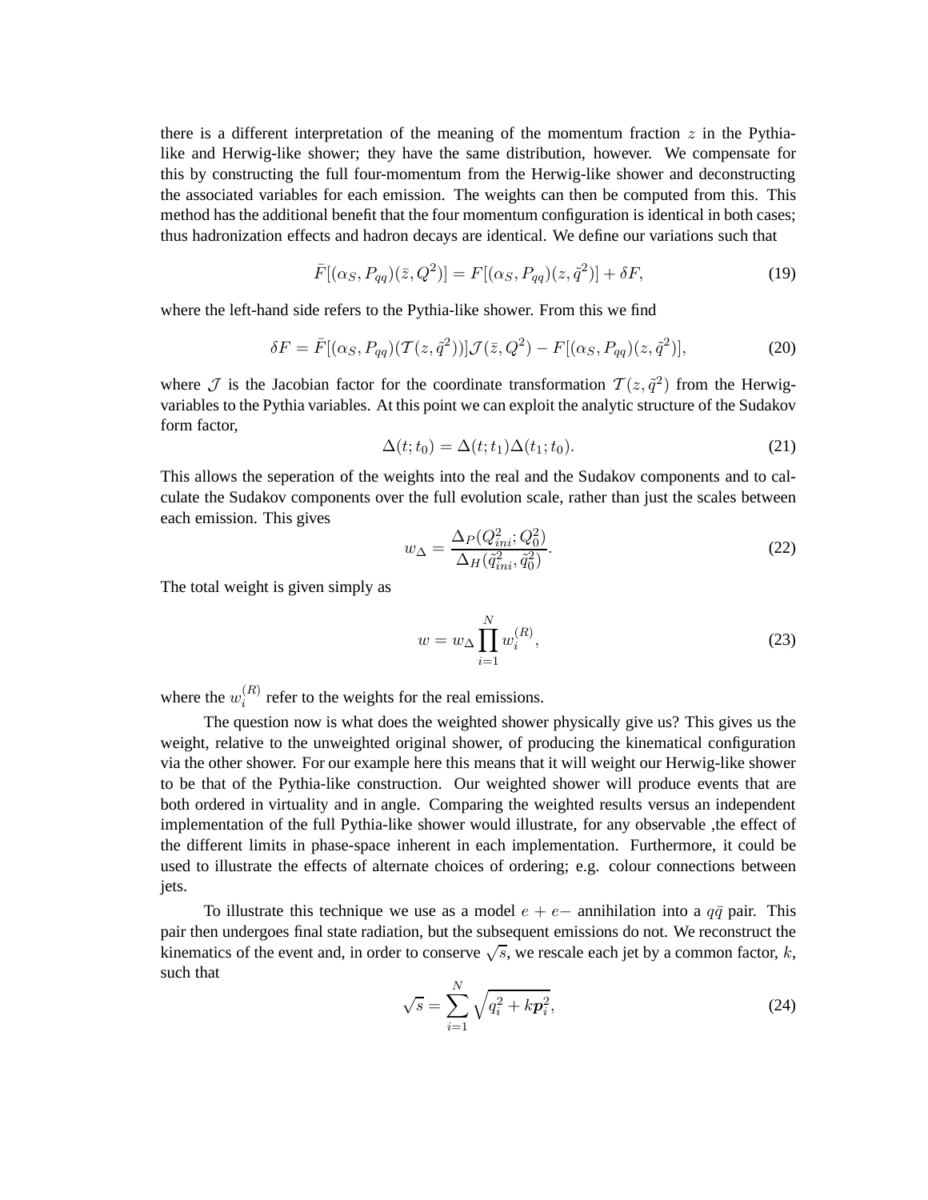there is a different interpretation of the meaning of the momentum fraction $z$ in the Pythia-like and Herwig-like shower; they have the same distribution, however. We compensate for this by constructing the full four-momentum from the Herwig-like shower and deconstructing the associated variables for each emission. The weights can then be computed from this. This method has the additional benefit that the four momentum configuration is identical in both cases; thus hadronization effects and hadron decays are identical. We define our variations such that

$$\bar{F}[(\alpha_S, P_{qq})(\bar{z}, Q^2)] = F[(\alpha_S, P_{qq})(z, \tilde{q}^2)] + \delta F, \tag{19}$$

where the left-hand side refers to the Pythia-like shower. From this we find

$$\delta F = \bar{F}[(\alpha_S, P_{qq})(\mathcal{T}(z, \tilde{q}^2))]\mathcal{J}(\bar{z}, Q^2) - F[(\alpha_S, P_{qq})(z, \tilde{q}^2)], \tag{20}$$

where $\mathcal{J}$ is the Jacobian factor for the coordinate transformation $\mathcal{T}(z, \tilde{q}^2)$ from the Herwig-variables to the Pythia variables. At this point we can exploit the analytic structure of the Sudakov form factor,

$$\Delta(t; t_0) = \Delta(t; t_1)\Delta(t_1; t_0). \tag{21}$$

This allows the seperation of the weights into the real and the Sudakov components and to calculate the Sudakov components over the full evolution scale, rather than just the scales between each emission. This gives

$$w_\Delta = \frac{\Delta_P(Q^2_{ini}; Q^2_0)}{\Delta_H(\tilde{q}^2_{ini}, \tilde{q}^2_0)}. \tag{22}$$

The total weight is given simply as

$$w = w_\Delta \prod_{i=1}^{N} w_i^{(R)}, \tag{23}$$

where the $w_i^{(R)}$ refer to the weights for the real emissions.

The question now is what does the weighted shower physically give us? This gives us the weight, relative to the unweighted original shower, of producing the kinematical configuration via the other shower. For our example here this means that it will weight our Herwig-like shower to be that of the Pythia-like construction. Our weighted shower will produce events that are both ordered in virtuality and in angle. Comparing the weighted results versus an independent implementation of the full Pythia-like shower would illustrate, for any observable ,the effect of the different limits in phase-space inherent in each implementation. Furthermore, it could be used to illustrate the effects of alternate choices of ordering; e.g. colour connections between jets.

To illustrate this technique we use as a model $e+e-$ annihilation into a $q\bar{q}$ pair. This pair then undergoes final state radiation, but the subsequent emissions do not. We reconstruct the kinematics of the event and, in order to conserve $\sqrt{s}$, we rescale each jet by a common factor, $k$, such that

$$\sqrt{s} = \sum_{i=1}^{N} \sqrt{q_i^2 + k\boldsymbol{p}_i^2}, \tag{24}$$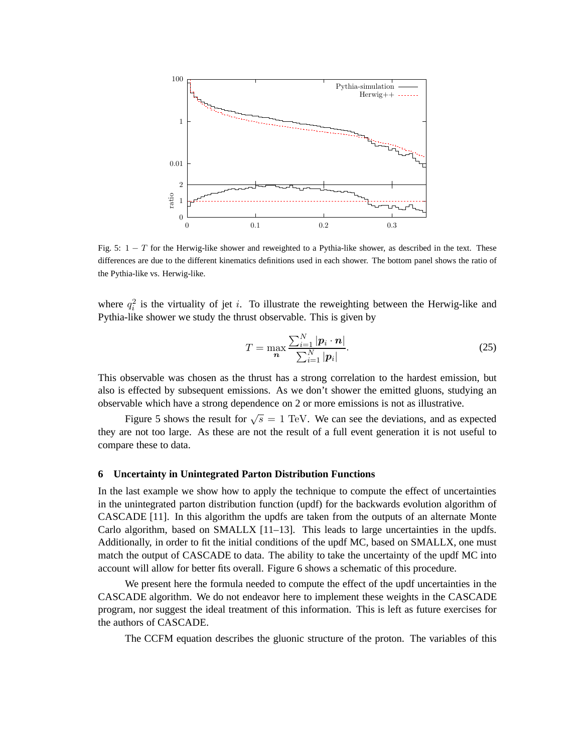Fig. 5: $1 - T$ for the Herwig-like shower and reweighted to a Pythia-like shower, as described in the text. These differences are due to the different kinematics definitions used in each shower. The bottom panel shows the ratio of the Pythia-like vs. Herwig-like.

where $q_i^2$ is the virtuality of jet $i$. To illustrate the reweighting between the Herwig-like and Pythia-like shower we study the thrust observable. This is given by

$$T = \max_{\boldsymbol{n}} \frac{\sum_{i=1}^{N} |\boldsymbol{p}_i \cdot \boldsymbol{n}|}{\sum_{i=1}^{N} |\boldsymbol{p}_i|}. \tag{25}$$

This observable was chosen as the thrust has a strong correlation to the hardest emission, but also is effected by subsequent emissions. As we don't shower the emitted gluons, studying an observable which have a strong dependence on 2 or more emissions is not as illustrative.

Figure 5 shows the result for $\sqrt{s} = 1$ TeV. We can see the deviations, and as expected they are not too large. As these are not the result of a full event generation it is not useful to compare these to data.

## 6 Uncertainty in Unintegrated Parton Distribution Functions

In the last example we show how to apply the technique to compute the effect of uncertainties in the unintegrated parton distribution function (updf) for the backwards evolution algorithm of CASCADE [11]. In this algorithm the updfs are taken from the outputs of an alternate Monte Carlo algorithm, based on SMALLX [11–13]. This leads to large uncertainties in the updfs. Additionally, in order to fit the initial conditions of the updf MC, based on SMALLX, one must match the output of CASCADE to data. The ability to take the uncertainty of the updf MC into account will allow for better fits overall. Figure 6 shows a schematic of this procedure.

We present here the formula needed to compute the effect of the updf uncertainties in the CASCADE algorithm. We do not endeavor here to implement these weights in the CASCADE program, nor suggest the ideal treatment of this information. This is left as future exercises for the authors of CASCADE.

The CCFM equation describes the gluonic structure of the proton. The variables of this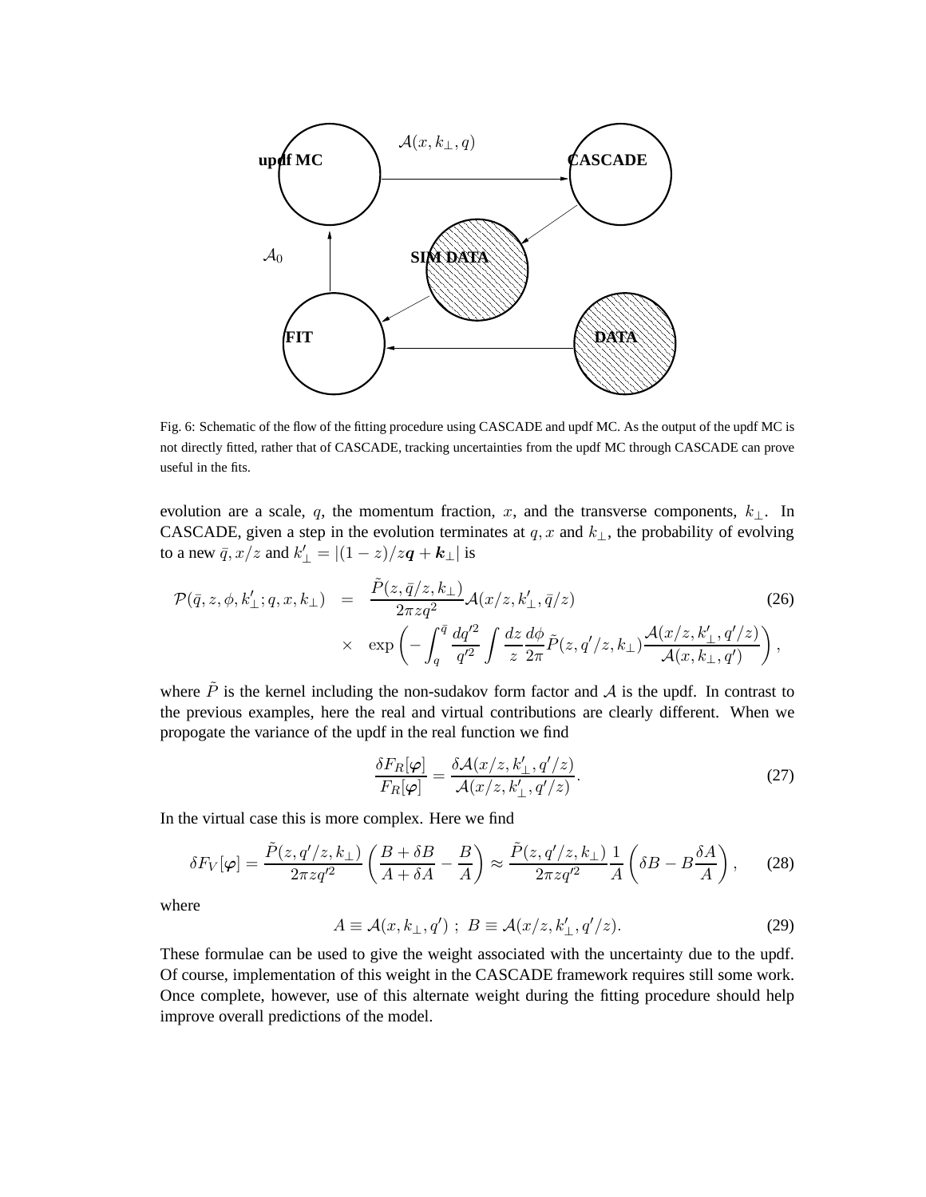Fig. 6: Schematic of the flow of the fitting procedure using CASCADE and updf MC. As the output of the updf MC is not directly fitted, rather that of CASCADE, tracking uncertainties from the updf MC through CASCADE can prove useful in the fits.

evolution are a scale, $q$, the momentum fraction, $x$, and the transverse components, $k_\perp$. In CASCADE, given a step in the evolution terminates at $q, x$ and $k_\perp$, the probability of evolving to a new $\bar{q}, x/z$ and $k'_\perp = |(1-z)/z\boldsymbol{q} + \boldsymbol{k}_\perp|$ is

$$
\begin{aligned}
\mathcal{P}(\bar{q}, z, \phi, k'_\perp; q, x, k_\perp) &= \frac{\tilde{P}(z, \bar{q}/z, k_\perp)}{2\pi z q^2} \mathcal{A}(x/z, k'_\perp, \bar{q}/z) \qquad (26)\\
&\times \exp\left( -\int_q^{\bar{q}} \frac{dq'^2}{q'^2} \int \frac{dz}{z} \frac{d\phi}{2\pi} \tilde{P}(z, q'/z, k_\perp) \frac{\mathcal{A}(x/z, k'_\perp, q'/z)}{\mathcal{A}(x, k_\perp, q')} \right),
\end{aligned}
$$

where $\tilde{P}$ is the kernel including the non-sudakov form factor and $\mathcal{A}$ is the updf. In contrast to the previous examples, here the real and virtual contributions are clearly different. When we propogate the variance of the updf in the real function we find

$$
\frac{\delta F_R[\boldsymbol{\varphi}]}{F_R[\boldsymbol{\varphi}]} = \frac{\delta \mathcal{A}(x/z, k'_\perp, q'/z)}{\mathcal{A}(x/z, k'_\perp, q'/z)}. \qquad (27)
$$

In the virtual case this is more complex. Here we find

$$
\delta F_V[\boldsymbol{\varphi}] = \frac{\tilde{P}(z, q'/z, k_\perp)}{2\pi z q'^2} \left( \frac{B + \delta B}{A + \delta A} - \frac{B}{A} \right) \approx \frac{\tilde{P}(z, q'/z, k_\perp)}{2\pi z q'^2} \frac{1}{A} \left( \delta B - B \frac{\delta A}{A} \right), \qquad (28)
$$

where

$$
A \equiv \mathcal{A}(x, k_\perp, q') \; ; \; B \equiv \mathcal{A}(x/z, k'_\perp, q'/z). \qquad (29)
$$

These formulae can be used to give the weight associated with the uncertainty due to the updf. Of course, implementation of this weight in the CASCADE framework requires still some work. Once complete, however, use of this alternate weight during the fitting procedure should help improve overall predictions of the model.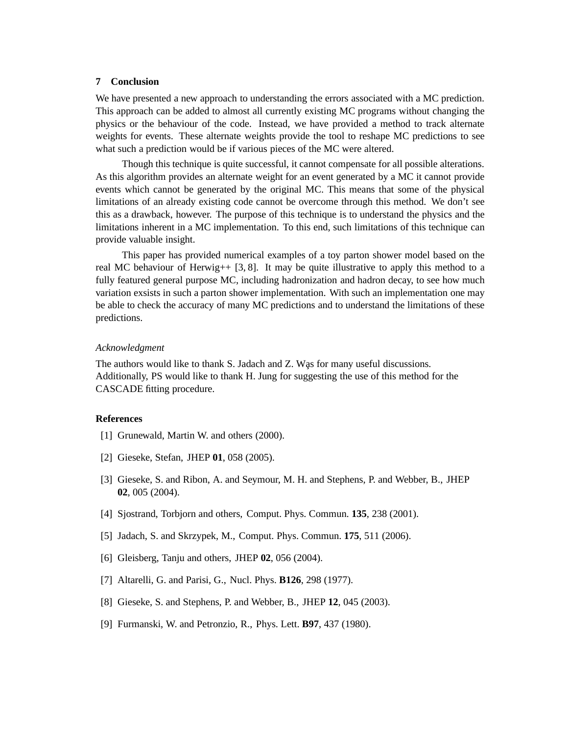## 7 Conclusion

We have presented a new approach to understanding the errors associated with a MC prediction. This approach can be added to almost all currently existing MC programs without changing the physics or the behaviour of the code. Instead, we have provided a method to track alternate weights for events. These alternate weights provide the tool to reshape MC predictions to see what such a prediction would be if various pieces of the MC were altered.

Though this technique is quite successful, it cannot compensate for all possible alterations. As this algorithm provides an alternate weight for an event generated by a MC it cannot provide events which cannot be generated by the original MC. This means that some of the physical limitations of an already existing code cannot be overcome through this method. We don't see this as a drawback, however. The purpose of this technique is to understand the physics and the limitations inherent in a MC implementation. To this end, such limitations of this technique can provide valuable insight.

This paper has provided numerical examples of a toy parton shower model based on the real MC behaviour of Herwig++ [3, 8]. It may be quite illustrative to apply this method to a fully featured general purpose MC, including hadronization and hadron decay, to see how much variation exsists in such a parton shower implementation. With such an implementation one may be able to check the accuracy of many MC predictions and to understand the limitations of these predictions.

*Acknowledgment*

The authors would like to thank S. Jadach and Z. Wąs for many useful discussions. Additionally, PS would like to thank H. Jung for suggesting the use of this method for the CASCADE fitting procedure.

## References

[1] Grunewald, Martin W. and others (2000).

[2] Gieseke, Stefan, JHEP **01**, 058 (2005).

[3] Gieseke, S. and Ribon, A. and Seymour, M. H. and Stephens, P. and Webber, B., JHEP **02**, 005 (2004).

[4] Sjostrand, Torbjorn and others, Comput. Phys. Commun. **135**, 238 (2001).

[5] Jadach, S. and Skrzypek, M., Comput. Phys. Commun. **175**, 511 (2006).

[6] Gleisberg, Tanju and others, JHEP **02**, 056 (2004).

[7] Altarelli, G. and Parisi, G., Nucl. Phys. **B126**, 298 (1977).

[8] Gieseke, S. and Stephens, P. and Webber, B., JHEP **12**, 045 (2003).

[9] Furmanski, W. and Petronzio, R., Phys. Lett. **B97**, 437 (1980).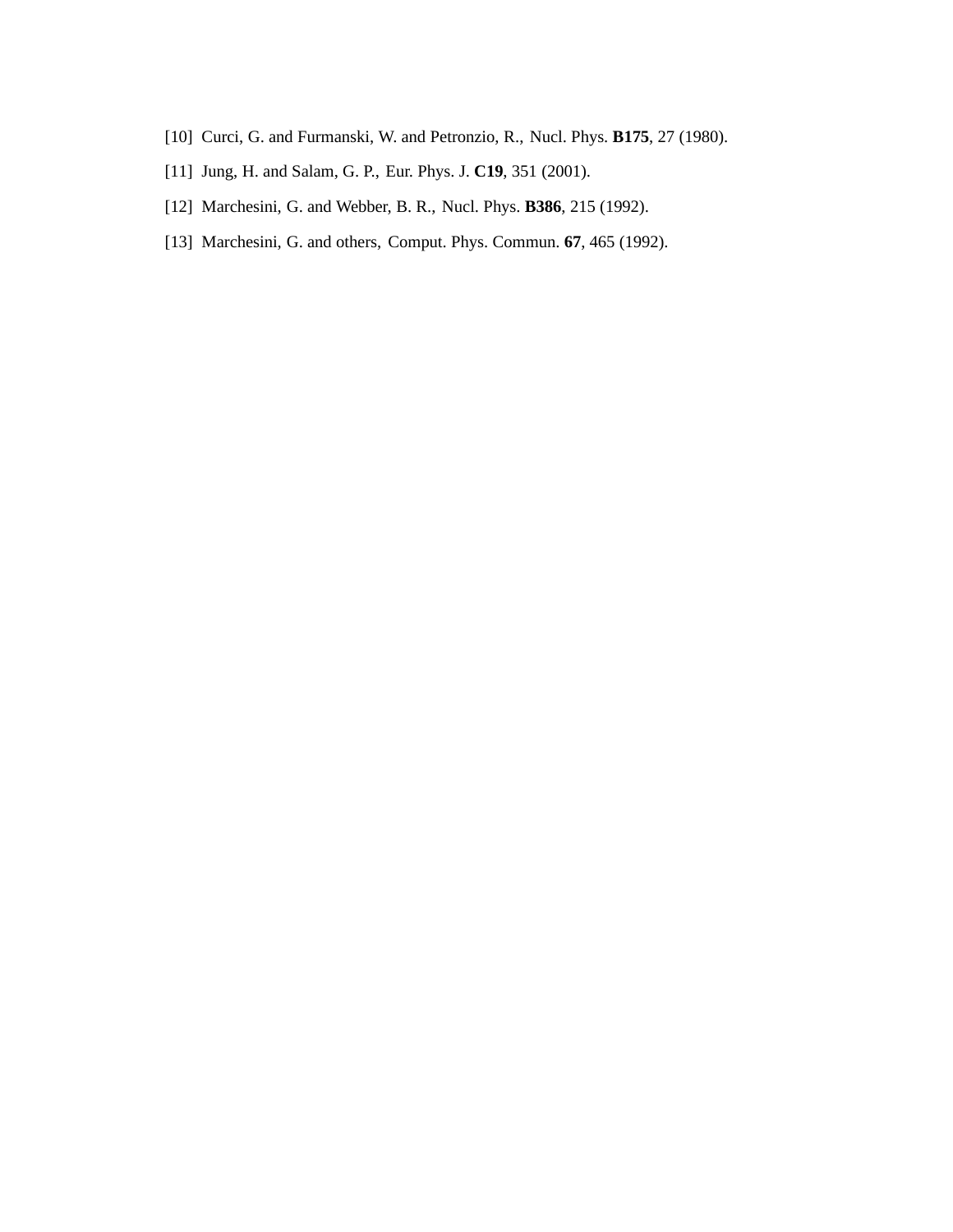[10] Curci, G. and Furmanski, W. and Petronzio, R., Nucl. Phys. **B175**, 27 (1980).

[11] Jung, H. and Salam, G. P., Eur. Phys. J. **C19**, 351 (2001).

[12] Marchesini, G. and Webber, B. R., Nucl. Phys. **B386**, 215 (1992).

[13] Marchesini, G. and others, Comput. Phys. Commun. **67**, 465 (1992).